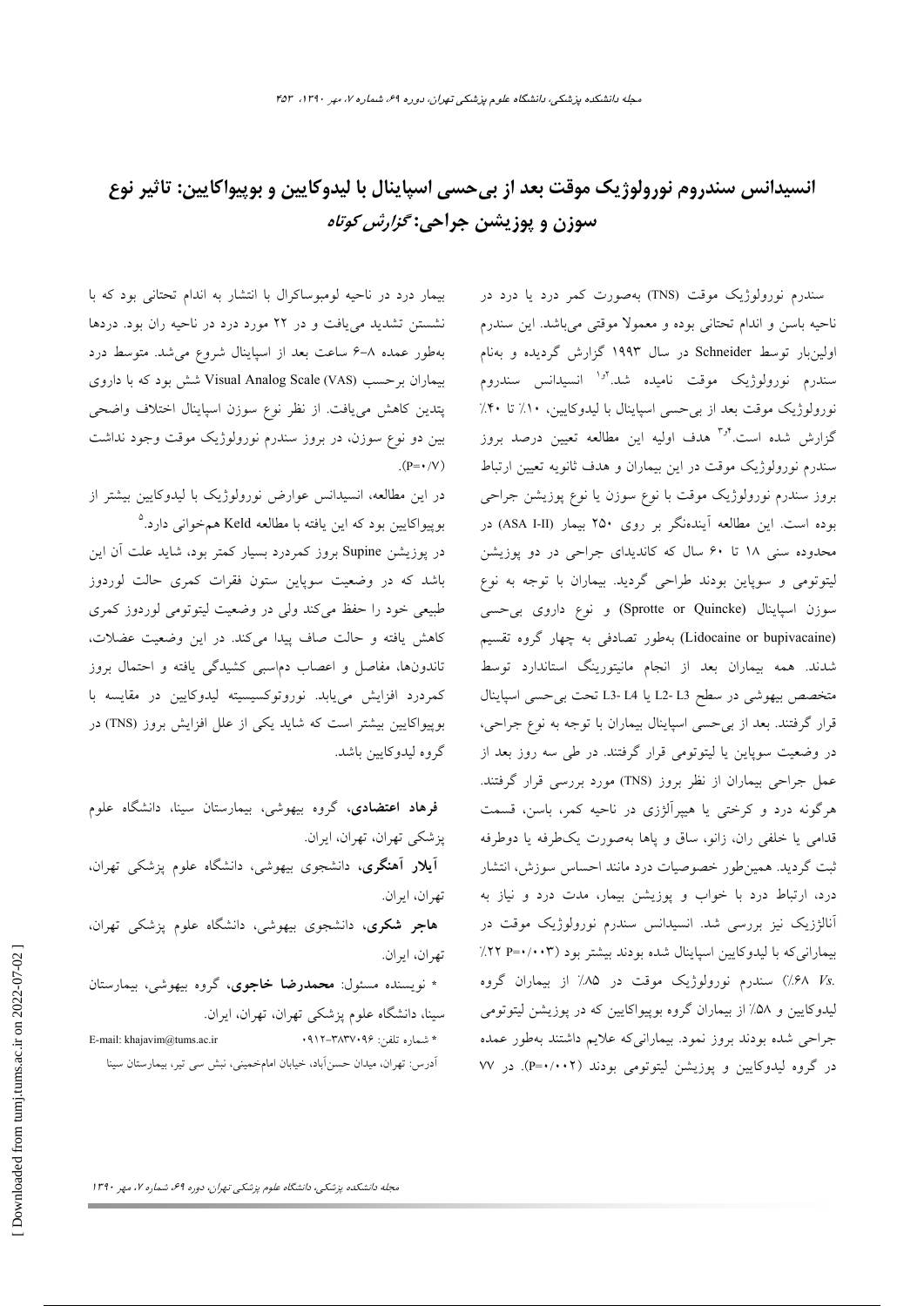# انسیدانس سندروم نورولوژیک موقت بعد از بی‌حسی اسپاینال با لیدوکایین و بوپیواکایین: تاثیر نوع سوزن و پوزیشن جراحی: *گزارش کوتاه*

سندرم نورولوژیک موقت (TNS) به‌صورت کمر درد یا درد در ناحیه باسن و اندام تحتانی بوده و معمولا موقتی می‌باشد. این سندرم اولین‌بار توسط Schneider در سال ۱۹۹۳ گزارش گردیده و بنام سندرم نورولوژیک موقت نامیده شد.[۱و۲] انسیدانس سندروم نورولوژیک موقت بعد از بی‌حسی اسپاینال با لیدوکایین، ۱۰٪ تا ۴۰٪ گزارش شده است.[۳و۴] هدف اولیه این مطالعه تعیین درصد بروز سندرم نورولوژیک موقت در این بیماران و هدف ثانویه تعیین ارتباط بروز سندرم نورولوژیک موقت با نوع سوزن یا نوع پوزیشن جراحی بوده است. این مطالعه آینده‌نگر بر روی ۲۵۰ بیمار (ASA I-II) در محدوده سنی ۱۸ تا ۶۰ سال که کاندیدای جراحی در دو پوزیشن لیتوتومی و سوپاین بودند طراحی گردید. بیماران با توجه به نوع سوزن اسپاینال (Sprotte or Quincke) و نوع داروی بی‌حسی (Lidocaine or bupivacaine) به‌طور تصادفی به چهار گروه تقسیم شدند. همه بیماران بعد از انجام مانیتورینگ استاندارد توسط متخصص بیهوشی در سطح L2- L3 یا L3- L4 تحت بی‌حسی اسپاینال قرار گرفتند. بعد از بی‌حسی اسپاینال بیماران با توجه به نوع جراحی، در وضعیت سوپاین یا لیتوتومی قرار گرفتند. در طی سه روز بعد از عمل جراحی بیماران از نظر بروز (TNS) مورد بررسی قرار گرفتند. هرگونه درد و کرختی یا هیپرآلژزی در ناحیه کمر، باسن، قسمت قدامی یا خلفی ران، زانو، ساق و پاها به‌صورت یک‌طرفه یا دوطرفه ثبت گردید. همین‌طور خصوصیات درد مانند احساس سوزش، انتشار درد، ارتباط درد با خواب و پوزیشن بیمار، مدت درد و نیاز به آنالژزیک نیز بررسی شد. انسیدانس سندرم نورولوژیک موقت در بیمارانی‌که با لیدوکایین اسپاینال شده بودند بیشتر بود (P=۰/۰۰۳ ۲۲٪ *Vs.* ۶۸٪) سندرم نورولوژیک موقت در ۸۵٪ از بیماران گروه لیدوکایین و ۵۸٪ از بیماران گروه بوپیواکایین که در پوزیشن لیتوتومی جراحی شده بودند بروز نمود. بیمارانی‌که علایم داشتند به‌طور عمده در گروه لیدوکایین و پوزیشن لیتوتومی بودند (P=۰/۰۰۲). در ۷۷ بیمار درد در ناحیه لومبوساکرال با انتشار به اندام تحتانی بود که با نشستن تشدید می‌یافت و در ۲۲ مورد درد در ناحیه ران بود. دردها به‌طور عمده ۸-۶ ساعت بعد از اسپاینال شروع می‌شد. متوسط درد بیماران برحسب Visual Analog Scale (VAS) شش بود که با داروی پتدین کاهش می‌یافت. از نظر نوع سوزن اسپاینال اختلاف واضحی بین دو نوع سوزن، در بروز سندرم نورولوژیک موقت وجود نداشت (P=۰/۷).

در این مطالعه، انسیدانس عوارض نورولوژیک با لیدوکایین بیشتر از بوپیواکایین بود که این یافته با مطالعه Keld هم‌خوانی دارد.[۵]

در پوزیشن Supine بروز کمردرد بسیار کمتر بود، شاید علت آن این باشد که در وضعیت سوپاین ستون فقرات کمری حالت لوردوز طبیعی خود را حفظ می‌کند ولی در وضعیت لیتوتومی لوردوز کمری کاهش یافته و حالت صاف پیدا می‌کند. در این وضعیت عضلات، تاندون‌ها، مفاصل و اعصاب دم‌اسبی کشیدگی یافته و احتمال بروز کمردرد افزایش می‌یابد. نوروتوکسیسیته لیدوکایین در مقایسه با بوپیواکایین بیشتر است که شاید یکی از علل افزایش بروز (TNS) در گروه لیدوکایین باشد.

**فرهاد اعتضادی**، گروه بیهوشی، بیمارستان سینا، دانشگاه علوم پزشکی تهران، تهران، ایران.

**آیلار آهنگری**، دانشجوی بیهوشی، دانشگاه علوم پزشکی تهران، تهران، ایران.

**هاجر شکری**، دانشجوی بیهوشی، دانشگاه علوم پزشکی تهران، تهران، ایران.

* نویسنده مسئول: **محمدرضا خاجوی**، گروه بیهوشی، بیمارستان سینا، دانشگاه علوم پزشکی تهران، تهران، ایران.

* شماره تلفن: ۰۹۱۲-۳۸۳۷۰۹۶ E-mail: khajavim@tums.ac.ir

آدرس: تهران، میدان حسن‌آباد، خیابان امام‌خمینی، نبش سی تیر، بیمارستان سینا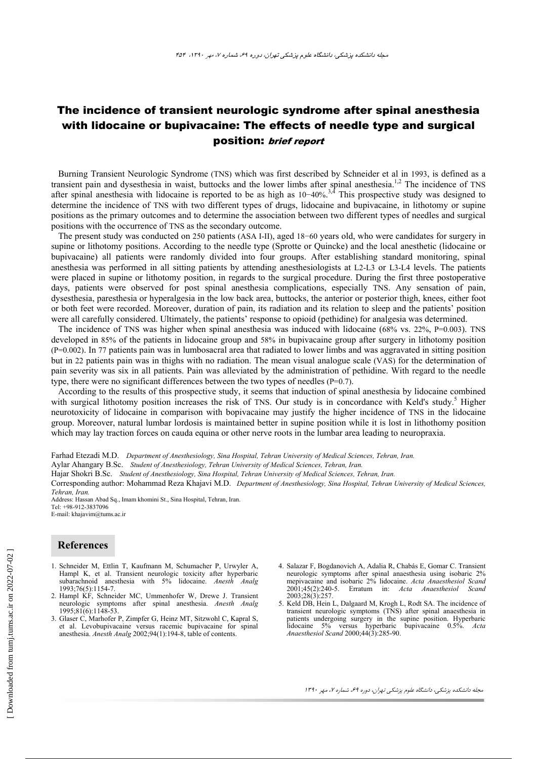# The incidence of transient neurologic syndrome after spinal anesthesia with lidocaine or bupivacaine: The effects of needle type and surgical position: *brief report*

Burning Transient Neurologic Syndrome (TNS) which was first described by Schneider et al in 1993, is defined as a transient pain and dysesthesia in waist, buttocks and the lower limbs after spinal anesthesia.[1,2] The incidence of TNS after spinal anesthesia with lidocaine is reported to be as high as 10−40%.[3,4] This prospective study was designed to determine the incidence of TNS with two different types of drugs, lidocaine and bupivacaine, in lithotomy or supine positions as the primary outcomes and to determine the association between two different types of needles and surgical positions with the occurrence of TNS as the secondary outcome.

The present study was conducted on 250 patients (ASA I-II), aged 18−60 years old, who were candidates for surgery in supine or lithotomy positions. According to the needle type (Sprotte or Quincke) and the local anesthetic (lidocaine or bupivacaine) all patients were randomly divided into four groups. After establishing standard monitoring, spinal anesthesia was performed in all sitting patients by attending anesthesiologists at L2-L3 or L3-L4 levels. The patients were placed in supine or lithotomy position, in regards to the surgical procedure. During the first three postoperative days, patients were observed for post spinal anesthesia complications, especially TNS. Any sensation of pain, dysesthesia, paresthesia or hyperalgesia in the low back area, buttocks, the anterior or posterior thigh, knees, either foot or both feet were recorded. Moreover, duration of pain, its radiation and its relation to sleep and the patients' position were all carefully considered. Ultimately, the patients' response to opioid (pethidine) for analgesia was determined.

The incidence of TNS was higher when spinal anesthesia was induced with lidocaine (68% vs. 22%, P=0.003). TNS developed in 85% of the patients in lidocaine group and 58% in bupivacaine group after surgery in lithotomy position (P=0.002). In 77 patients pain was in lumbosacral area that radiated to lower limbs and was aggravated in sitting position but in 22 patients pain was in thighs with no radiation. The mean visual analogue scale (VAS) for the determination of pain severity was six in all patients. Pain was alleviated by the administration of pethidine. With regard to the needle type, there were no significant differences between the two types of needles (P=0.7).

According to the results of this prospective study, it seems that induction of spinal anesthesia by lidocaine combined with surgical lithotomy position increases the risk of TNS. Our study is in concordance with Keld's study.[5] Higher neurotoxicity of lidocaine in comparison with bupivacaine may justify the higher incidence of TNS in the lidocaine group. Moreover, natural lumbar lordosis is maintained better in supine position while it is lost in lithothomy position which may lay traction forces on cauda equina or other nerve roots in the lumbar area leading to neuropraxia.

Farhad Etezadi M.D. *Department of Anesthesiology, Sina Hospital, Tehran University of Medical Sciences, Tehran, Iran.*

Aylar Ahangary B.Sc. *Student of Anesthesiology, Tehran University of Medical Sciences, Tehran, Iran.*

Hajar Shokri B.Sc. *Student of Anesthesiology, Sina Hospital, Tehran University of Medical Sciences, Tehran, Iran.*

Corresponding author: Mohammad Reza Khajavi M.D. *Department of Anesthesiology, Sina Hospital, Tehran University of Medical Sciences, Tehran, Iran.*

Address: Hassan Abad Sq., Imam khomini St., Sina Hospital, Tehran, Iran.

Tel: +98-912-3837096

E-mail: khajavim@tums.ac.ir

## References

1. Schneider M, Ettlin T, Kaufmann M, Schumacher P, Urwyler A, Hampl K, et al. Transient neurologic toxicity after hyperbaric subarachnoid anesthesia with 5% lidocaine. *Anesth Analg* 1993;76(5):1154-7.
2. Hampl KF, Schneider MC, Ummenhofer W, Drewe J. Transient neurologic symptoms after spinal anesthesia. *Anesth Analg* 1995;81(6):1148-53.
3. Glaser C, Marhofer P, Zimpfer G, Heinz MT, Sitzwohl C, Kapral S, et al. Levobupivacaine versus racemic bupivacaine for spinal anesthesia. *Anesth Analg* 2002;94(1):194-8, table of contents.
4. Salazar F, Bogdanovich A, Adalia R, Chabás E, Gomar C. Transient neurologic symptoms after spinal anaesthesia using isobaric 2% mepivacaine and isobaric 2% lidocaine. *Acta Anaesthesiol Scand* 2001;45(2):240-5. Erratum in: *Acta Anaesthesiol Scand* 2003;28(3):257.
5. Keld DB, Hein L, Dalgaard M, Krogh L, Rodt SA. The incidence of transient neurologic symptoms (TNS) after spinal anaesthesia in patients undergoing surgery in the supine position. Hyperbaric lidocaine 5% versus hyperbaric bupivacaine 0.5%. *Acta Anaesthesiol Scand* 2000;44(3):285-90.